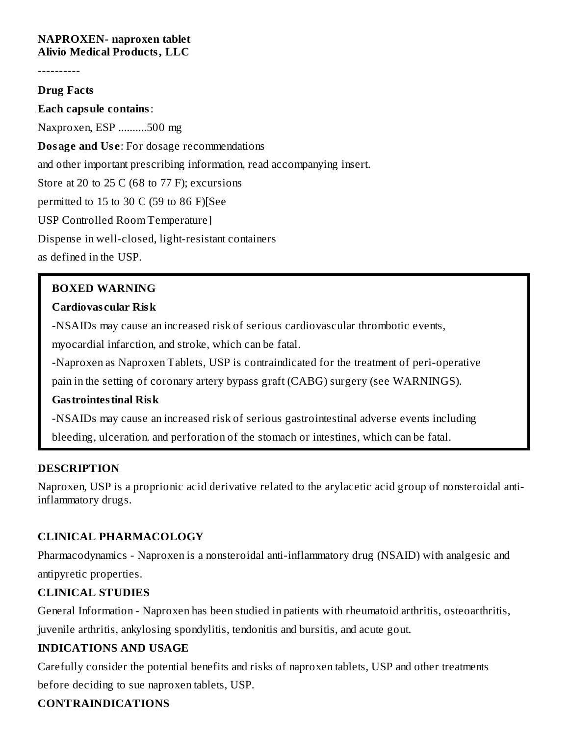**NAPROXEN- naproxen tablet**
**Alivio Medical Products, LLC**

----------

**Drug Facts**

**Each capsule contains**:

Naxproxen, ESP ..........500 mg

**Dosage and Use**: For dosage recommendations

and other important prescribing information, read accompanying insert.

Store at 20 to 25 C (68 to 77 F); excursions

permitted to 15 to 30 C (59 to 86 F)[See

USP Controlled Room Temperature]

Dispense in well-closed, light-resistant containers

as defined in the USP.

> **BOXED WARNING**
>
> **Cardiovascular Risk**
>
> -NSAIDs may cause an increased risk of serious cardiovascular thrombotic events,
> myocardial infarction, and stroke, which can be fatal.
>
> -Naproxen as Naproxen Tablets, USP is contraindicated for the treatment of peri-operative
> pain in the setting of coronary artery bypass graft (CABG) surgery (see WARNINGS).
>
> **Gastrointestinal Risk**
>
> -NSAIDs may cause an increased risk of serious gastrointestinal adverse events including
> bleeding, ulceration. and perforation of the stomach or intestines, which can be fatal.

## DESCRIPTION

Naproxen, USP is a proprionic acid derivative related to the arylacetic acid group of nonsteroidal anti-inflammatory drugs.

## CLINICAL PHARMACOLOGY

Pharmacodynamics - Naproxen is a nonsteroidal anti-inflammatory drug (NSAID) with analgesic and antipyretic properties.

## CLINICAL STUDIES

General Information - Naproxen has been studied in patients with rheumatoid arthritis, osteoarthritis, juvenile arthritis, ankylosing spondylitis, tendonitis and bursitis, and acute gout.

## INDICATIONS AND USAGE

Carefully consider the potential benefits and risks of naproxen tablets, USP and other treatments before deciding to sue naproxen tablets, USP.

## CONTRAINDICATIONS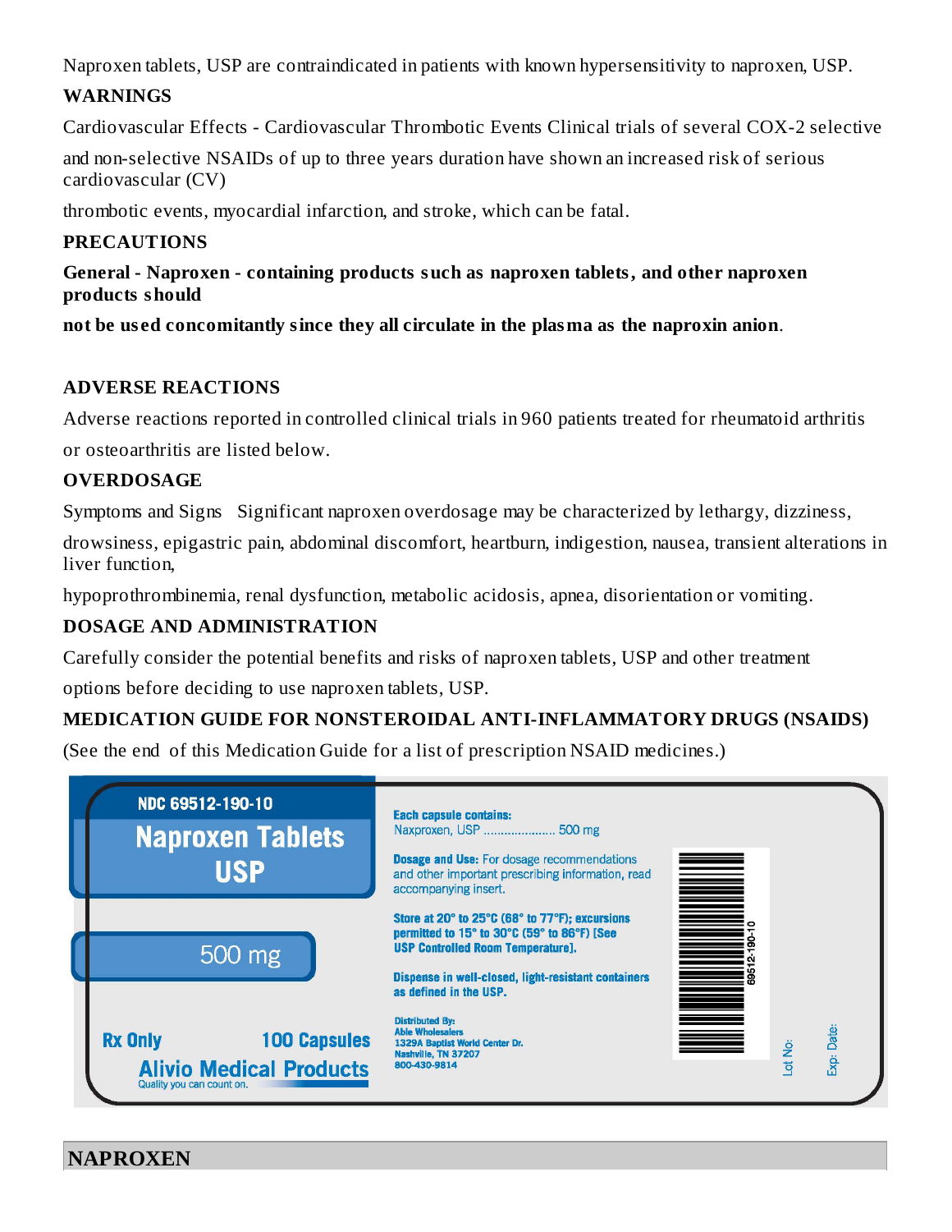Naproxen tablets, USP are contraindicated in patients with known hypersensitivity to naproxen, USP.

## WARNINGS

Cardiovascular Effects - Cardiovascular Thrombotic Events Clinical trials of several COX-2 selective

and non-selective NSAIDs of up to three years duration have shown an increased risk of serious cardiovascular (CV)

thrombotic events, myocardial infarction, and stroke, which can be fatal.

## PRECAUTIONS

**General - Naproxen - containing products such as naproxen tablets, and other naproxen products should**

**not be used concomitantly since they all circulate in the plasma as the naproxin anion**.

## ADVERSE REACTIONS

Adverse reactions reported in controlled clinical trials in 960 patients treated for rheumatoid arthritis

or osteoarthritis are listed below.

## OVERDOSAGE

Symptoms and Signs   Significant naproxen overdosage may be characterized by lethargy, dizziness,

drowsiness, epigastric pain, abdominal discomfort, heartburn, indigestion, nausea, transient alterations in liver function,

hypoprothrombinemia, renal dysfunction, metabolic acidosis, apnea, disorientation or vomiting.

## DOSAGE AND ADMINISTRATION

Carefully consider the potential benefits and risks of naproxen tablets, USP and other treatment

options before deciding to use naproxen tablets, USP.

## MEDICATION GUIDE FOR NONSTEROIDAL ANTI-INFLAMMATORY DRUGS (NSAIDS)

(See the end of this Medication Guide for a list of prescription NSAID medicines.)

NDC 69512-190-10

**Naproxen Tablets USP**

500 mg

Rx Only    100 Capsules

**Alivio Medical Products**
Quality you can count on.

**Each capsule contains:**
Naproxen, USP .................... 500 mg

**Dosage and Use:** For dosage recommendations and other important prescribing information, read accompanying insert.

**Store at 20° to 25°C (68° to 77°F); excursions permitted to 15° to 30°C (59° to 86°F) [See USP Controlled Room Temperature].**

**Dispense in well-closed, light-resistant containers as defined in the USP.**

**Distributed By:**
**Able Wholesalers**
**1329A Baptist World Center Dr.**
**Nashville, TN 37207**
**800-430-9814**

69512-190-10

Lot No:

Exp. Date:

## NAPROXEN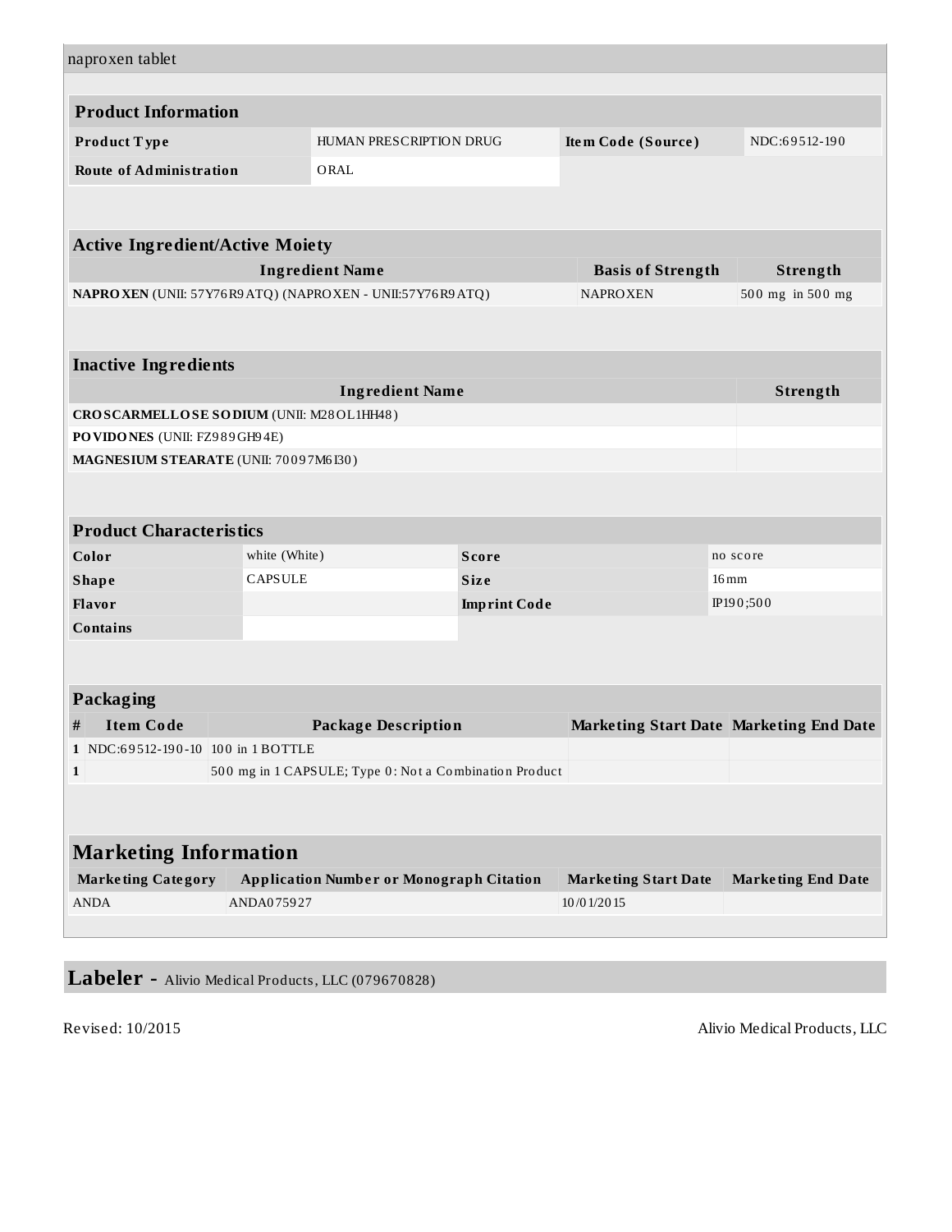naproxen tablet

| **Product Information** | | | |
|---|---|---|---|
| **Product Type** | HUMAN PRESCRIPTION DRUG | **Item Code (Source)** | NDC:69512-190 |
| **Route of Administration** | ORAL | | |

| **Active Ingredient/Active Moiety** | | |
|---|---|---|
| **Ingredient Name** | **Basis of Strength** | **Strength** |
| **NAPROXEN** (UNII: 57Y76R9ATQ) (NAPROXEN - UNII:57Y76R9ATQ) | NAPROXEN | 500 mg in 500 mg |

| **Inactive Ingredients** | |
|---|---|
| **Ingredient Name** | **Strength** |
| **CROSCARMELLOSE SODIUM** (UNII: M28OL1HH48) | |
| **POVIDONES** (UNII: FZ989GH94E) | |
| **MAGNESIUM STEARATE** (UNII: 70097M6I30) | |

| **Product Characteristics** | | | |
|---|---|---|---|
| **Color** | white (White) | **Score** | no score |
| **Shape** | CAPSULE | **Size** | 16mm |
| **Flavor** | | **Imprint Code** | IP190;500 |
| **Contains** | | | |

| **Packaging** | | | | |
|---|---|---|---|---|
| **#** | **Item Code** | **Package Description** | **Marketing Start Date** | **Marketing End Date** |
| 1 | NDC:69512-190-10 | 100 in 1 BOTTLE | | |
| 1 | | 500 mg in 1 CAPSULE; Type 0: Not a Combination Product | | |

| **Marketing Information** | | | |
|---|---|---|---|
| **Marketing Category** | **Application Number or Monograph Citation** | **Marketing Start Date** | **Marketing End Date** |
| ANDA | ANDA075927 | 10/01/2015 | |

## Labeler - Alivio Medical Products, LLC (079670828)

Revised: 10/2015

Alivio Medical Products, LLC